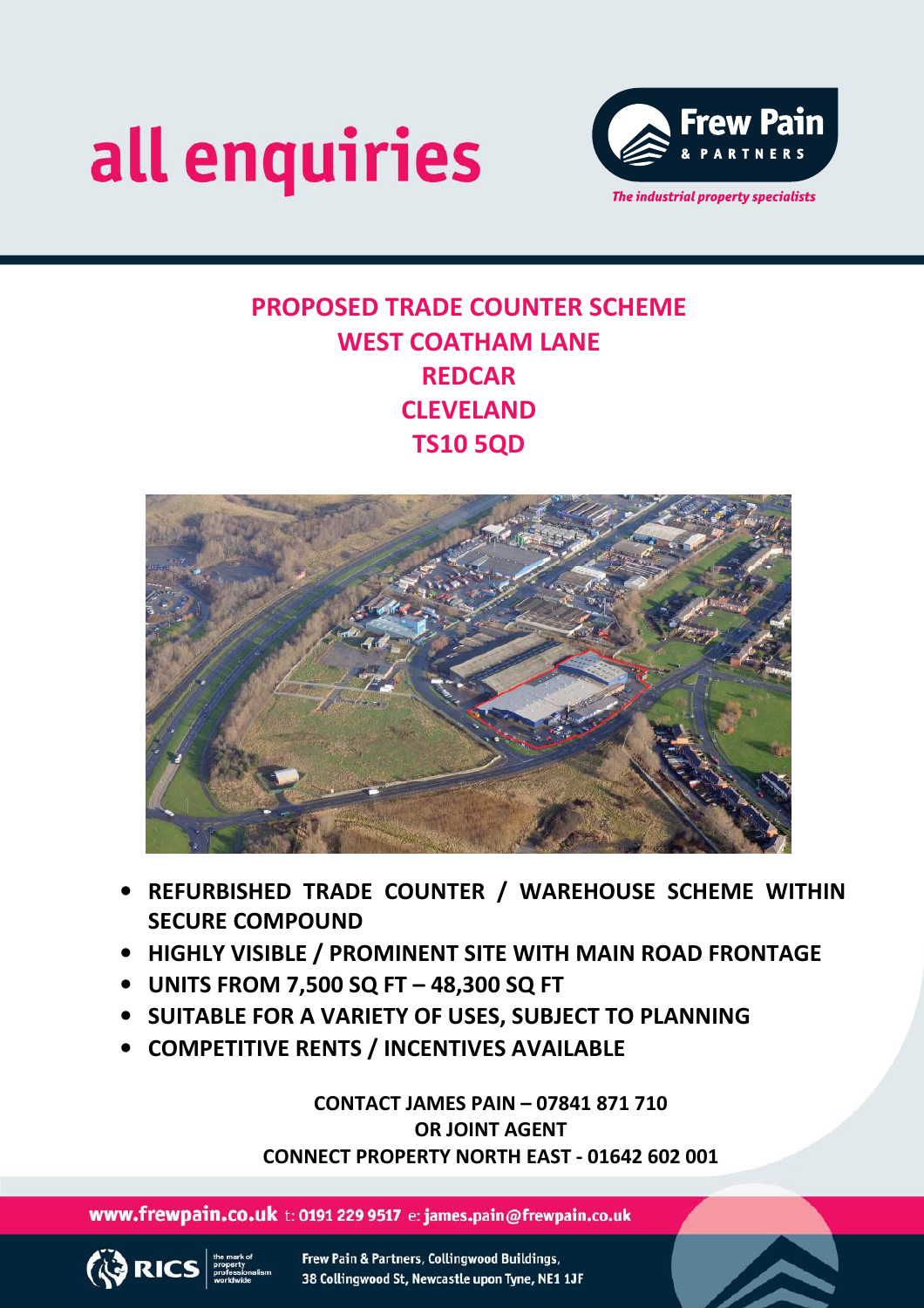all enquiries

Frew Pain & PARTNERS

*The industrial property specialists*

# PROPOSED TRADE COUNTER SCHEME
# WEST COATHAM LANE
# REDCAR
# CLEVELAND
# TS10 5QD

- **REFURBISHED TRADE COUNTER / WAREHOUSE SCHEME WITHIN SECURE COMPOUND**
- **HIGHLY VISIBLE / PROMINENT SITE WITH MAIN ROAD FRONTAGE**
- **UNITS FROM 7,500 SQ FT – 48,300 SQ FT**
- **SUITABLE FOR A VARIETY OF USES, SUBJECT TO PLANNING**
- **COMPETITIVE RENTS / INCENTIVES AVAILABLE**

**CONTACT JAMES PAIN – 07841 871 710**
**OR JOINT AGENT**
**CONNECT PROPERTY NORTH EAST - 01642 602 001**

**www.frewpain.co.uk** t: 0191 229 9517 e: james.pain@frewpain.co.uk

RICS the mark of property professionalism worldwide

Frew Pain & Partners, Collingwood Buildings, 38 Collingwood St, Newcastle upon Tyne, NE1 1JF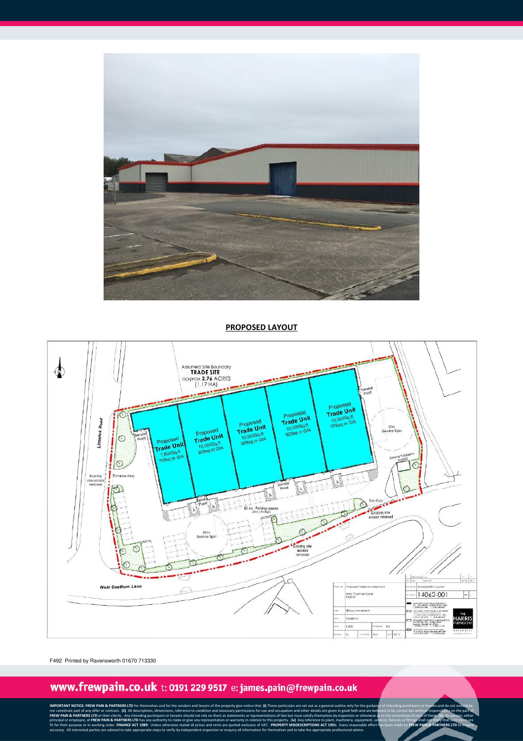**PROPOSED LAYOUT**

F492 Printed by Ravensworth 01670 713330

**www.frewpain.co.uk** t: **0191 229 9517** e: **james.pain@frewpain.co.uk**

**IMPORTANT NOTICE: FREW PAIN & PARTNERS LTD** for themselves and for the vendors and lessors of the property give notice that: **(i)** These particulars are set out as a general outline only for the guidance of intending purchasers or lessees and do not constitute, nor constitute part of any offer or contract. **(ii)** All descriptions, dimensions, reference to condition and necessary permissions for use and occupation and other details are given in good faith and are believed to be correct but without responsibility on the part of **FREW PAIN & PARTNERS LTD** or their clients. Any intending purchasers or tenants should not rely on them as statements or representations of fact but must satisfy themselves by inspection or otherwise as to the correctness of each of them. **(iii)** No person, either principal or employee, at **FREW PAIN & PARTNERS LTD** has any authority to make or give any representation or warranty in relation to this property. **(iv)** Any reference to plant, machinery, equipment, services, fixtures or fittings shall not imply that such items are fit for their purpose or in working order. **FINANCE ACT 1989**: Unless otherwise stated all prices and rents are quoted exclusive of VAT. **PROPERTY MISDESCRIPTIONS ACT 1991**: Every reasonable effort has been made by **FREW PAIN & PARTNERS LTD** to ensure accuracy. All interested parties are advised to take appropriate steps to verify by independent inspection or enquiry all information for themselves and to take the appropriate professional advice.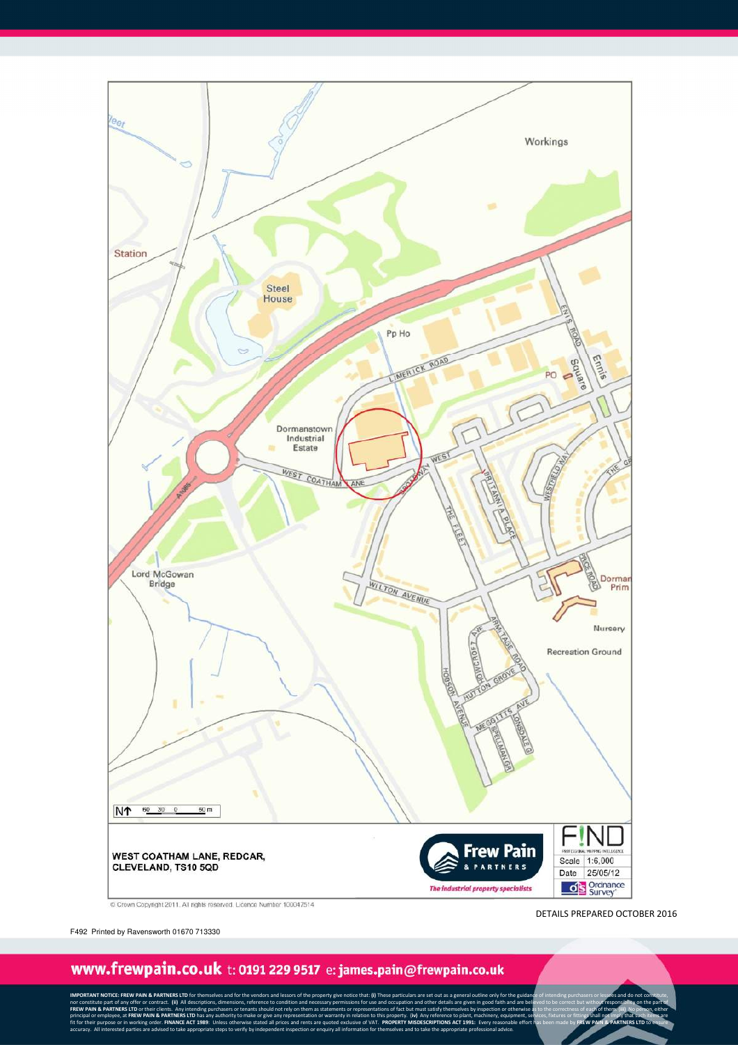WEST COATHAM LANE, REDCAR, CLEVELAND, TS10 5QD

Scale 1:6,000

Date 25/05/12

© Crown Copyright 2011. All rights reserved. Licence Number 100047514

DETAILS PREPARED OCTOBER 2016

F492 Printed by Ravensworth 01670 713330

**www.frewpain.co.uk** t: 0191 229 9517 e: james.pain@frewpain.co.uk

**IMPORTANT NOTICE: FREW PAIN & PARTNERS LTD** for themselves and for the vendors and lessors of the property give notice that: **(i)** These particulars are set out as a general outline only for the guidance of intending purchasers or lessees and do not constitute, nor constitute part of any offer or contract. **(ii)** All descriptions, dimensions, reference to condition and necessary permissions for use and occupation and other details are given in good faith and are believed to be correct but without responsibility on the part of **FREW PAIN & PARTNERS LTD** or their clients. Any intending purchasers or tenants should not rely on them as statements or representations of fact but must satisfy themselves by inspection or otherwise as to the correctness of each of them. **(iii)** No person, either principal or employee, at **FREW PAIN & PARTNERS LTD** has any authority to make or give any representation or warranty in relation to this property. **(iv)** Any reference to plant, machinery, equipment, services, fixtures or fittings shall not imply that such items are fit for their purpose or in working order. **FINANCE ACT 1989**: Unless otherwise stated all prices and rents are quoted exclusive of VAT. **PROPERTY MISDESCRIPTIONS ACT 1991**: Every reasonable effort has been made by **FREW PAIN & PARTNERS LTD** to ensure accuracy. All interested parties are advised to take appropriate steps to verify by independent inspection or enquiry all information for themselves and to take the appropriate professional advice.